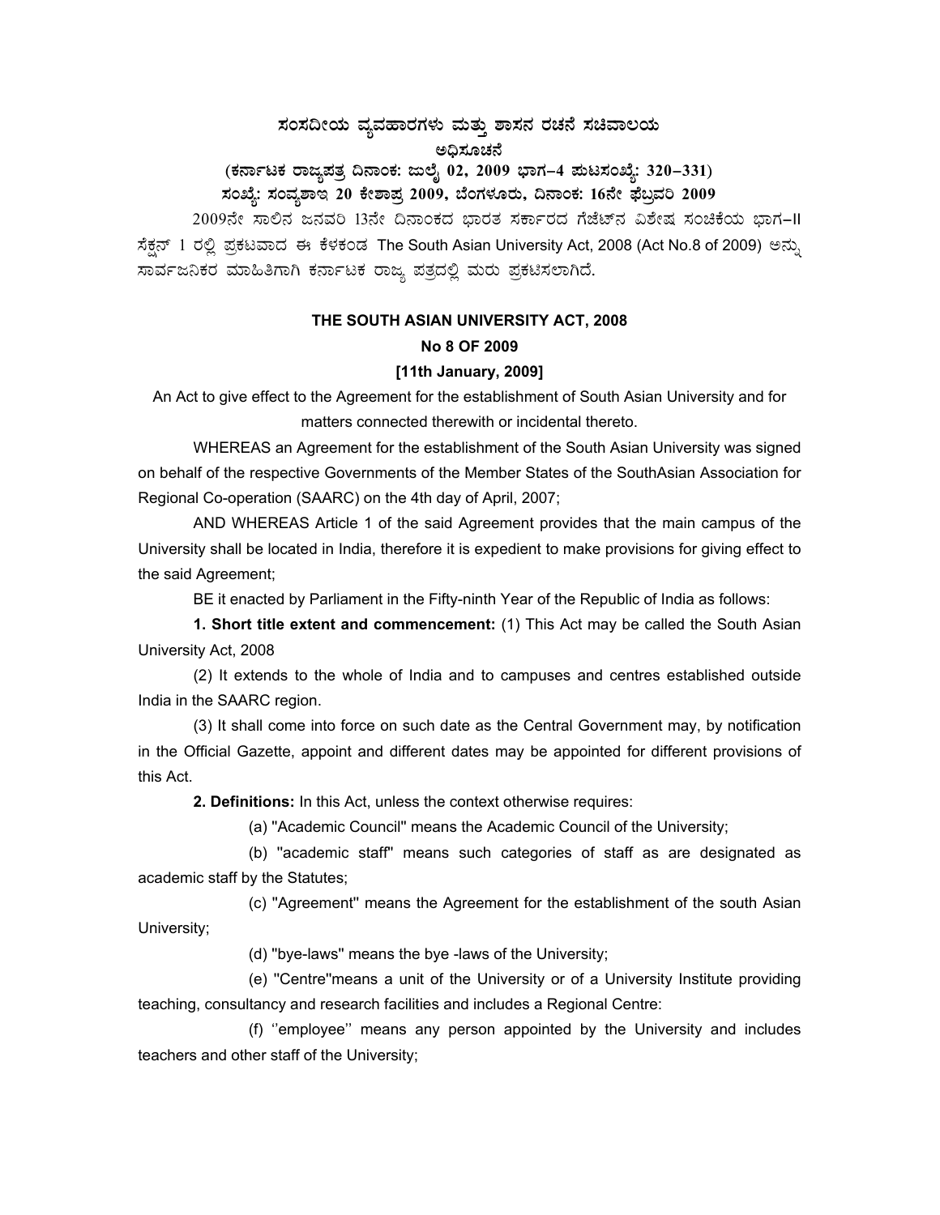# ಸಂಸದೀಯ ವ್ಯವಹಾರಗಳು ಮತ್ತು ಶಾಸನ ರಚನೆ ಸಚಿವಾಲಯ

## ಅಧಿಸೂಚನೆ

**(ಕರ್ನಾಟಕ ರಾಜ್ಯಪತ್ರ ದಿನಾಂಕ: ಜುಲೈ 02, 2009 ಭಾಗ–4 ಪುಟಸಂಖ್ಯೆ: 320–331)**

**ಸಂಖ್ಯೆ: ಸಂವ್ಯಶಾಇ 20 ಕೇಶಾಪ್ರ 2009, ಬೆಂಗಳೂರು, ದಿನಾಂಕ: 16ನೇ ಫೆಬ್ರವರಿ 2009**

2009ನೇ ಸಾಲಿನ ಜನವರಿ 13ನೇ ದಿನಾಂಕದ ಭಾರತ ಸರ್ಕಾರದ ಗೆಜೆಟ್‌ನ ವಿಶೇಷ ಸಂಚಿಕೆಯ ಭಾಗ–II ಸೆಕ್ಷನ್ 1 ರಲ್ಲಿ ಪ್ರಕಟವಾದ ಈ ಕೆಳಕಂಡ The South Asian University Act, 2008 (Act No.8 of 2009) ಅನ್ನು ಸಾರ್ವಜನಿಕರ ಮಾಹಿತಿಗಾಗಿ ಕರ್ನಾಟಕ ರಾಜ್ಯ ಪತ್ರದಲ್ಲಿ ಮರು ಪ್ರಕಟಿಸಲಾಗಿದೆ.

## THE SOUTH ASIAN UNIVERSITY ACT, 2008

**No 8 OF 2009**

**[11th January, 2009]**

An Act to give effect to the Agreement for the establishment of South Asian University and for matters connected therewith or incidental thereto.

WHEREAS an Agreement for the establishment of the South Asian University was signed on behalf of the respective Governments of the Member States of the SouthAsian Association for Regional Co-operation (SAARC) on the 4th day of April, 2007;

AND WHEREAS Article 1 of the said Agreement provides that the main campus of the University shall be located in India, therefore it is expedient to make provisions for giving effect to the said Agreement;

BE it enacted by Parliament in the Fifty-ninth Year of the Republic of India as follows:

**1. Short title extent and commencement:** (1) This Act may be called the South Asian University Act, 2008

(2) It extends to the whole of India and to campuses and centres established outside India in the SAARC region.

(3) It shall come into force on such date as the Central Government may, by notification in the Official Gazette, appoint and different dates may be appointed for different provisions of this Act.

**2. Definitions:** In this Act, unless the context otherwise requires:

(a) "Academic Council" means the Academic Council of the University;

(b) "academic staff" means such categories of staff as are designated as academic staff by the Statutes;

(c) "Agreement" means the Agreement for the establishment of the south Asian University;

(d) "bye-laws" means the bye -laws of the University;

(e) "Centre"means a unit of the University or of a University Institute providing teaching, consultancy and research facilities and includes a Regional Centre:

(f) ''employee'' means any person appointed by the University and includes teachers and other staff of the University;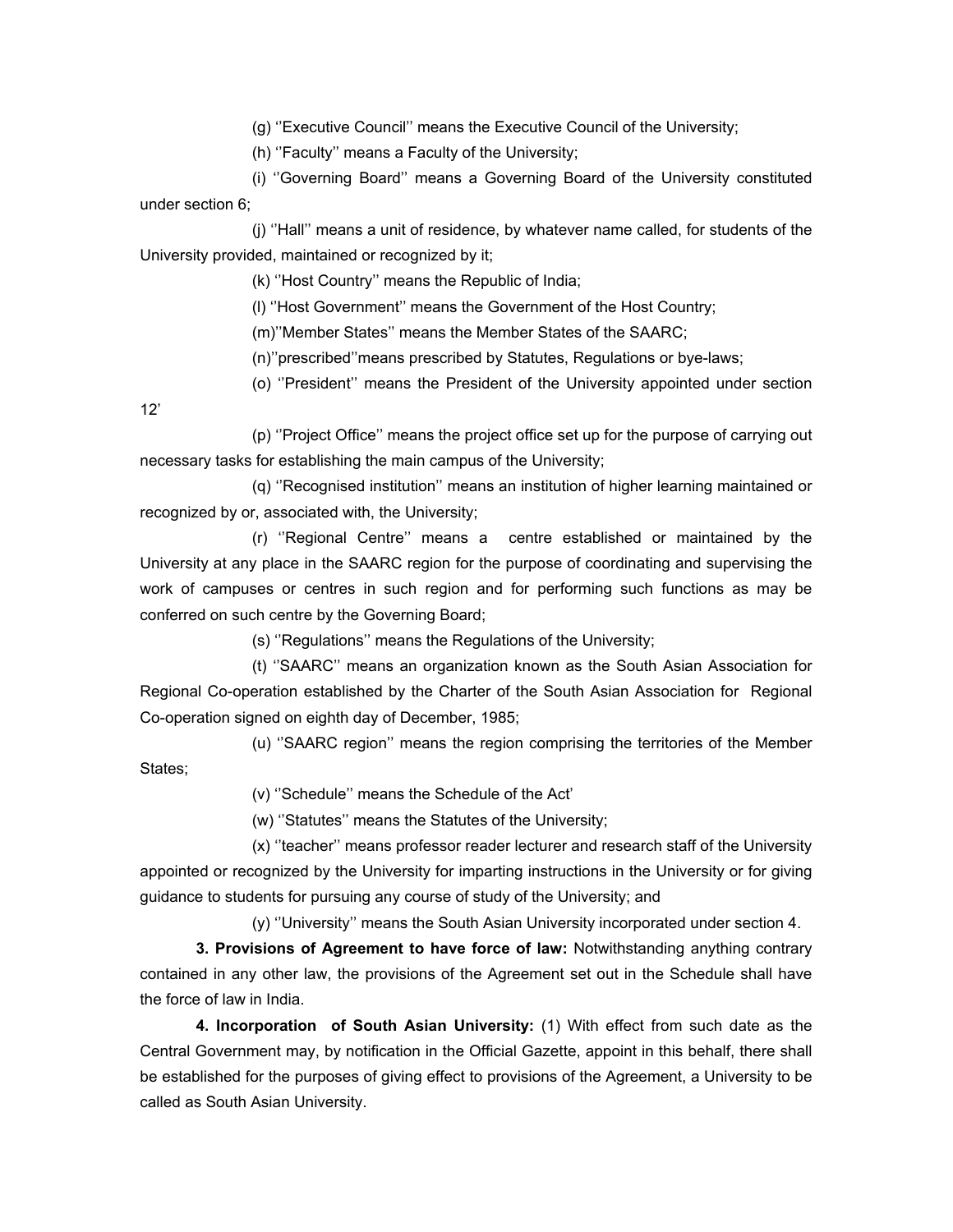(g) ''Executive Council'' means the Executive Council of the University;

(h) ''Faculty'' means a Faculty of the University;

(i) ''Governing Board'' means a Governing Board of the University constituted under section 6;

(j) ''Hall'' means a unit of residence, by whatever name called, for students of the University provided, maintained or recognized by it;

(k) ''Host Country'' means the Republic of India;

(l) ''Host Government'' means the Government of the Host Country;

(m)''Member States'' means the Member States of the SAARC;

(n)''prescribed''means prescribed by Statutes, Regulations or bye-laws;

(o) ''President'' means the President of the University appointed under section 12'

(p) ''Project Office'' means the project office set up for the purpose of carrying out necessary tasks for establishing the main campus of the University;

(q) ''Recognised institution'' means an institution of higher learning maintained or recognized by or, associated with, the University;

(r) ''Regional Centre'' means a centre established or maintained by the University at any place in the SAARC region for the purpose of coordinating and supervising the work of campuses or centres in such region and for performing such functions as may be conferred on such centre by the Governing Board;

(s) ''Regulations'' means the Regulations of the University;

(t) ''SAARC'' means an organization known as the South Asian Association for Regional Co-operation established by the Charter of the South Asian Association for Regional Co-operation signed on eighth day of December, 1985;

(u) ''SAARC region'' means the region comprising the territories of the Member States;

(v) ''Schedule'' means the Schedule of the Act'

(w) ''Statutes'' means the Statutes of the University;

(x) ''teacher'' means professor reader lecturer and research staff of the University appointed or recognized by the University for imparting instructions in the University or for giving guidance to students for pursuing any course of study of the University; and

(y) ''University'' means the South Asian University incorporated under section 4.

**3. Provisions of Agreement to have force of law:** Notwithstanding anything contrary contained in any other law, the provisions of the Agreement set out in the Schedule shall have the force of law in India.

**4. Incorporation of South Asian University:** (1) With effect from such date as the Central Government may, by notification in the Official Gazette, appoint in this behalf, there shall be established for the purposes of giving effect to provisions of the Agreement, a University to be called as South Asian University.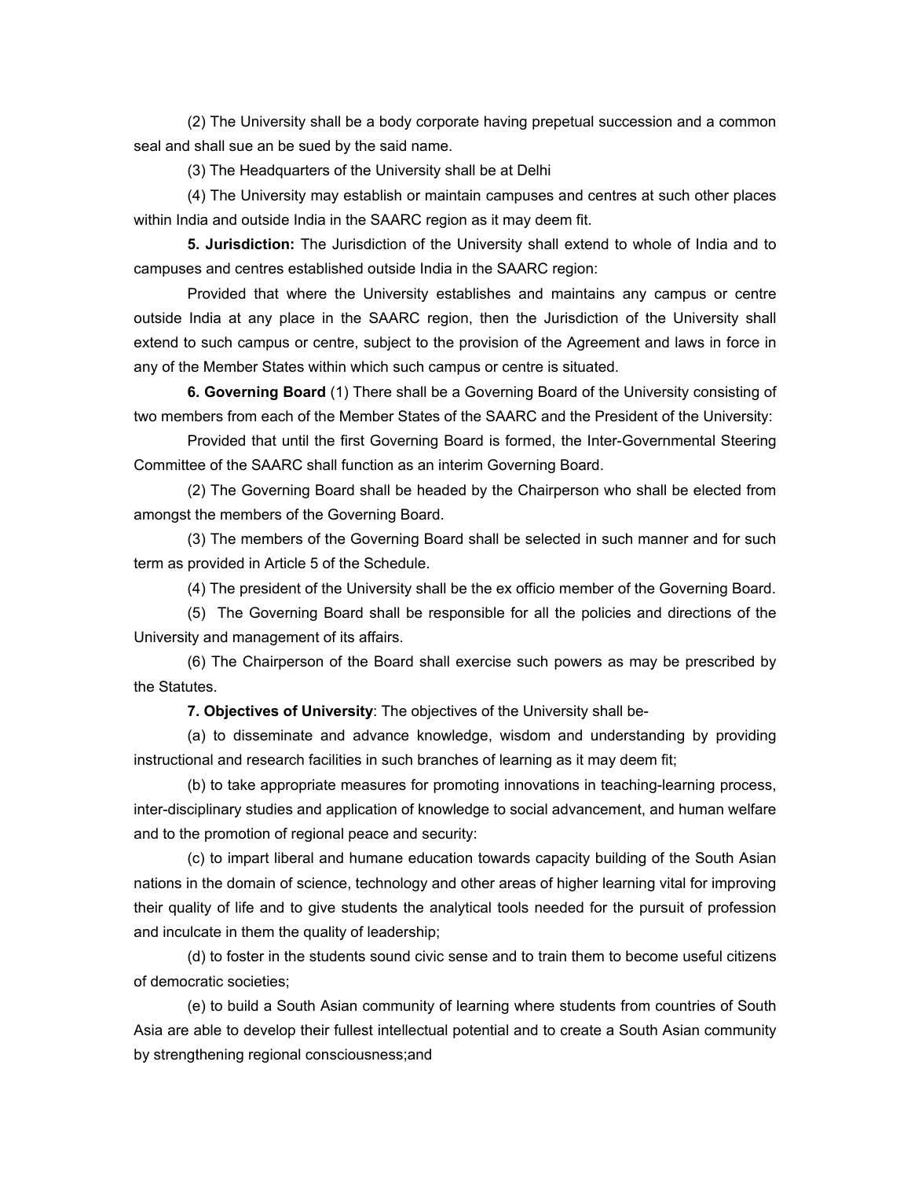(2) The University shall be a body corporate having prepetual succession and a common seal and shall sue an be sued by the said name.

(3) The Headquarters of the University shall be at Delhi

(4) The University may establish or maintain campuses and centres at such other places within India and outside India in the SAARC region as it may deem fit.

**5. Jurisdiction:** The Jurisdiction of the University shall extend to whole of India and to campuses and centres established outside India in the SAARC region:

Provided that where the University establishes and maintains any campus or centre outside India at any place in the SAARC region, then the Jurisdiction of the University shall extend to such campus or centre, subject to the provision of the Agreement and laws in force in any of the Member States within which such campus or centre is situated.

**6. Governing Board** (1) There shall be a Governing Board of the University consisting of two members from each of the Member States of the SAARC and the President of the University:

Provided that until the first Governing Board is formed, the Inter-Governmental Steering Committee of the SAARC shall function as an interim Governing Board.

(2) The Governing Board shall be headed by the Chairperson who shall be elected from amongst the members of the Governing Board.

(3) The members of the Governing Board shall be selected in such manner and for such term as provided in Article 5 of the Schedule.

(4) The president of the University shall be the ex officio member of the Governing Board.

(5) The Governing Board shall be responsible for all the policies and directions of the University and management of its affairs.

(6) The Chairperson of the Board shall exercise such powers as may be prescribed by the Statutes.

**7. Objectives of University**: The objectives of the University shall be-

(a) to disseminate and advance knowledge, wisdom and understanding by providing instructional and research facilities in such branches of learning as it may deem fit;

(b) to take appropriate measures for promoting innovations in teaching-learning process, inter-disciplinary studies and application of knowledge to social advancement, and human welfare and to the promotion of regional peace and security:

(c) to impart liberal and humane education towards capacity building of the South Asian nations in the domain of science, technology and other areas of higher learning vital for improving their quality of life and to give students the analytical tools needed for the pursuit of profession and inculcate in them the quality of leadership;

(d) to foster in the students sound civic sense and to train them to become useful citizens of democratic societies;

(e) to build a South Asian community of learning where students from countries of South Asia are able to develop their fullest intellectual potential and to create a South Asian community by strengthening regional consciousness;and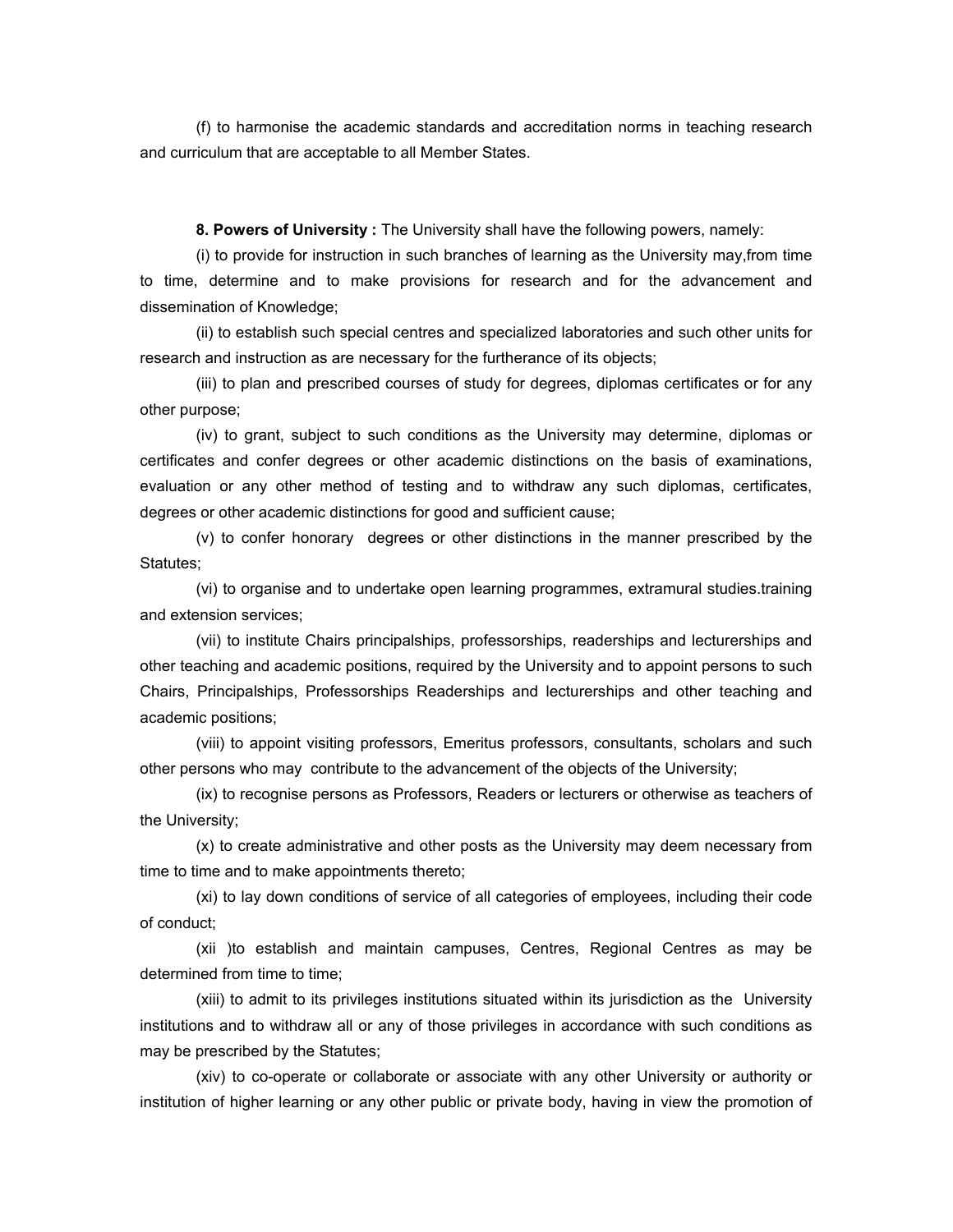(f) to harmonise the academic standards and accreditation norms in teaching research and curriculum that are acceptable to all Member States.

**8. Powers of University :** The University shall have the following powers, namely:

(i) to provide for instruction in such branches of learning as the University may,from time to time, determine and to make provisions for research and for the advancement and dissemination of Knowledge;

(ii) to establish such special centres and specialized laboratories and such other units for research and instruction as are necessary for the furtherance of its objects;

(iii) to plan and prescribed courses of study for degrees, diplomas certificates or for any other purpose;

(iv) to grant, subject to such conditions as the University may determine, diplomas or certificates and confer degrees or other academic distinctions on the basis of examinations, evaluation or any other method of testing and to withdraw any such diplomas, certificates, degrees or other academic distinctions for good and sufficient cause;

(v) to confer honorary degrees or other distinctions in the manner prescribed by the Statutes;

(vi) to organise and to undertake open learning programmes, extramural studies.training and extension services;

(vii) to institute Chairs principalships, professorships, readerships and lecturerships and other teaching and academic positions, required by the University and to appoint persons to such Chairs, Principalships, Professorships Readerships and lecturerships and other teaching and academic positions;

(viii) to appoint visiting professors, Emeritus professors, consultants, scholars and such other persons who may contribute to the advancement of the objects of the University;

(ix) to recognise persons as Professors, Readers or lecturers or otherwise as teachers of the University;

(x) to create administrative and other posts as the University may deem necessary from time to time and to make appointments thereto;

(xi) to lay down conditions of service of all categories of employees, including their code of conduct;

(xii )to establish and maintain campuses, Centres, Regional Centres as may be determined from time to time;

(xiii) to admit to its privileges institutions situated within its jurisdiction as the University institutions and to withdraw all or any of those privileges in accordance with such conditions as may be prescribed by the Statutes;

(xiv) to co-operate or collaborate or associate with any other University or authority or institution of higher learning or any other public or private body, having in view the promotion of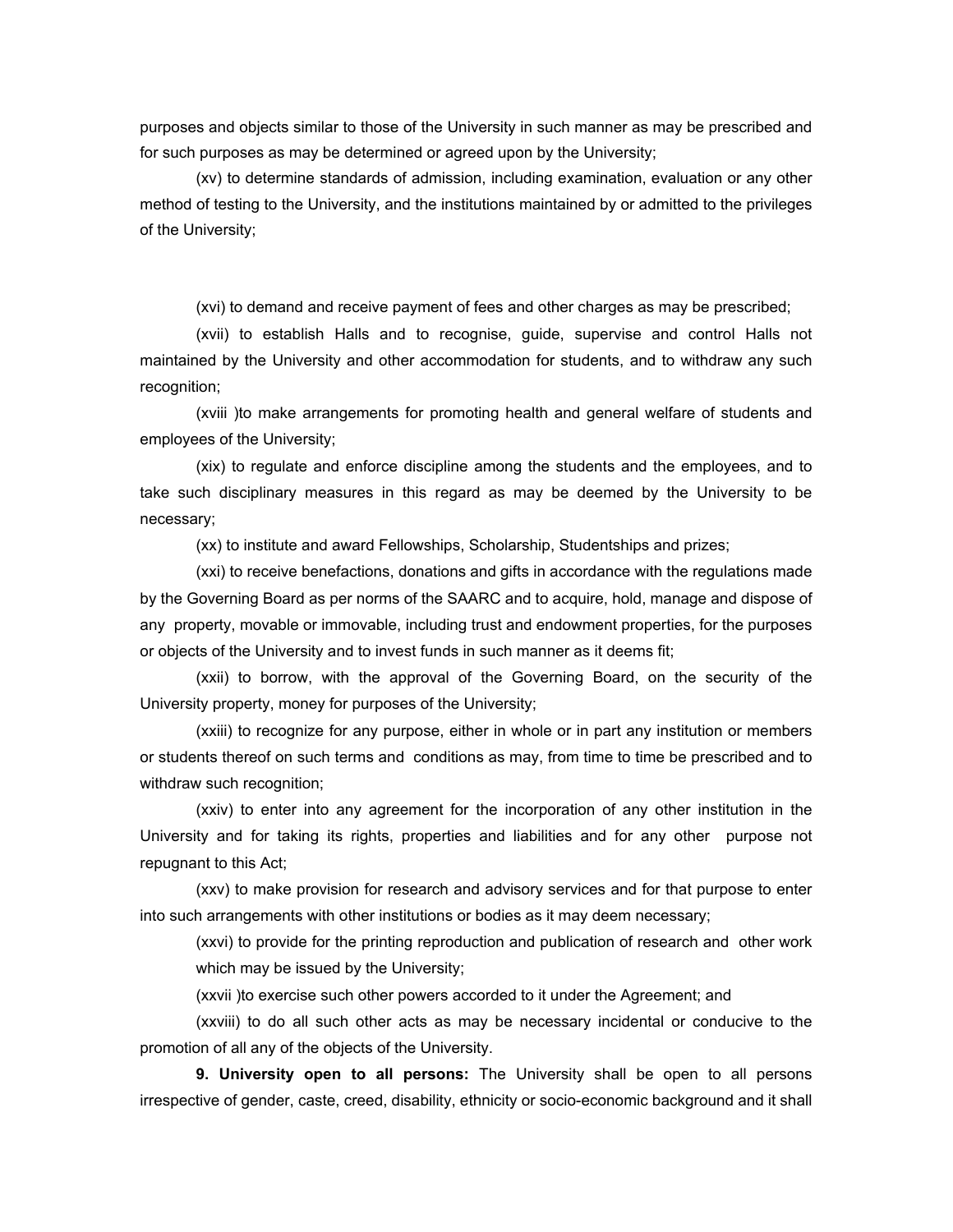purposes and objects similar to those of the University in such manner as may be prescribed and for such purposes as may be determined or agreed upon by the University;

(xv) to determine standards of admission, including examination, evaluation or any other method of testing to the University, and the institutions maintained by or admitted to the privileges of the University;

(xvi) to demand and receive payment of fees and other charges as may be prescribed;

(xvii) to establish Halls and to recognise, guide, supervise and control Halls not maintained by the University and other accommodation for students, and to withdraw any such recognition;

(xviii )to make arrangements for promoting health and general welfare of students and employees of the University;

(xix) to regulate and enforce discipline among the students and the employees, and to take such disciplinary measures in this regard as may be deemed by the University to be necessary;

(xx) to institute and award Fellowships, Scholarship, Studentships and prizes;

(xxi) to receive benefactions, donations and gifts in accordance with the regulations made by the Governing Board as per norms of the SAARC and to acquire, hold, manage and dispose of any property, movable or immovable, including trust and endowment properties, for the purposes or objects of the University and to invest funds in such manner as it deems fit;

(xxii) to borrow, with the approval of the Governing Board, on the security of the University property, money for purposes of the University;

(xxiii) to recognize for any purpose, either in whole or in part any institution or members or students thereof on such terms and conditions as may, from time to time be prescribed and to withdraw such recognition;

(xxiv) to enter into any agreement for the incorporation of any other institution in the University and for taking its rights, properties and liabilities and for any other purpose not repugnant to this Act;

(xxv) to make provision for research and advisory services and for that purpose to enter into such arrangements with other institutions or bodies as it may deem necessary;

(xxvi) to provide for the printing reproduction and publication of research and other work which may be issued by the University;

(xxvii )to exercise such other powers accorded to it under the Agreement; and

(xxviii) to do all such other acts as may be necessary incidental or conducive to the promotion of all any of the objects of the University.

**9. University open to all persons:** The University shall be open to all persons irrespective of gender, caste, creed, disability, ethnicity or socio-economic background and it shall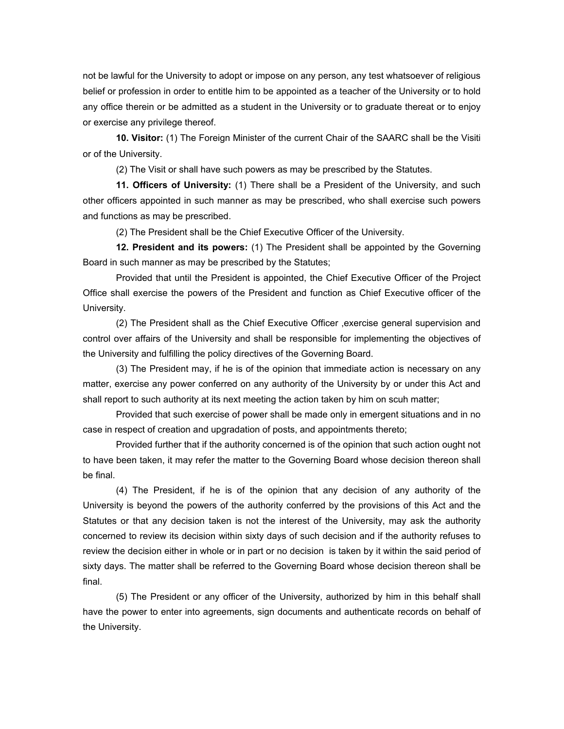not be lawful for the University to adopt or impose on any person, any test whatsoever of religious belief or profession in order to entitle him to be appointed as a teacher of the University or to hold any office therein or be admitted as a student in the University or to graduate thereat or to enjoy or exercise any privilege thereof.

**10. Visitor:** (1) The Foreign Minister of the current Chair of the SAARC shall be the Visiti or of the University.

(2) The Visit or shall have such powers as may be prescribed by the Statutes.

**11. Officers of University:** (1) There shall be a President of the University, and such other officers appointed in such manner as may be prescribed, who shall exercise such powers and functions as may be prescribed.

(2) The President shall be the Chief Executive Officer of the University.

**12. President and its powers:** (1) The President shall be appointed by the Governing Board in such manner as may be prescribed by the Statutes;

Provided that until the President is appointed, the Chief Executive Officer of the Project Office shall exercise the powers of the President and function as Chief Executive officer of the University.

(2) The President shall as the Chief Executive Officer ,exercise general supervision and control over affairs of the University and shall be responsible for implementing the objectives of the University and fulfilling the policy directives of the Governing Board.

(3) The President may, if he is of the opinion that immediate action is necessary on any matter, exercise any power conferred on any authority of the University by or under this Act and shall report to such authority at its next meeting the action taken by him on scuh matter;

Provided that such exercise of power shall be made only in emergent situations and in no case in respect of creation and upgradation of posts, and appointments thereto;

Provided further that if the authority concerned is of the opinion that such action ought not to have been taken, it may refer the matter to the Governing Board whose decision thereon shall be final.

(4) The President, if he is of the opinion that any decision of any authority of the University is beyond the powers of the authority conferred by the provisions of this Act and the Statutes or that any decision taken is not the interest of the University, may ask the authority concerned to review its decision within sixty days of such decision and if the authority refuses to review the decision either in whole or in part or no decision is taken by it within the said period of sixty days. The matter shall be referred to the Governing Board whose decision thereon shall be final.

(5) The President or any officer of the University, authorized by him in this behalf shall have the power to enter into agreements, sign documents and authenticate records on behalf of the University.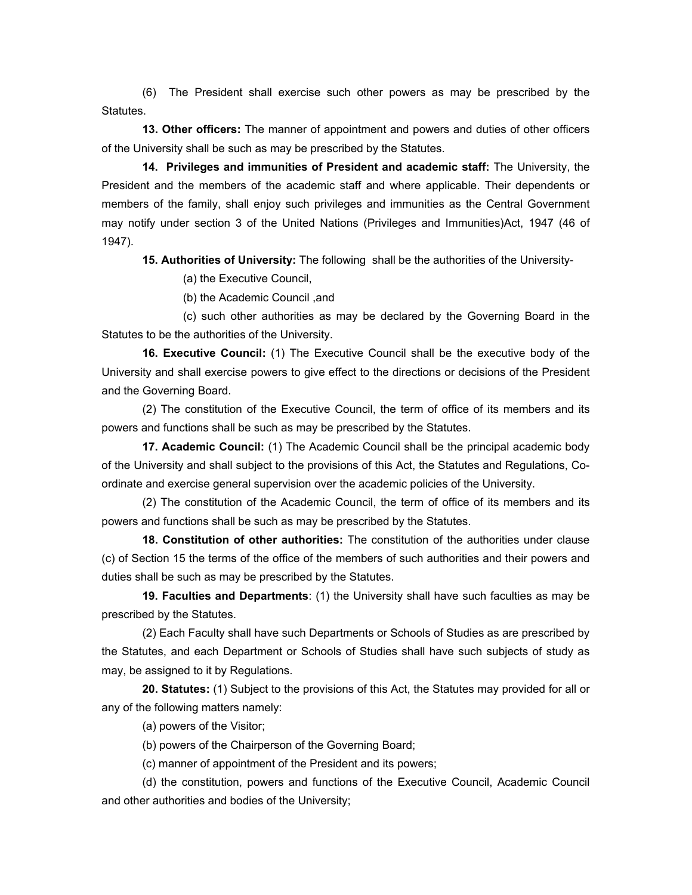(6) The President shall exercise such other powers as may be prescribed by the Statutes.

**13. Other officers:** The manner of appointment and powers and duties of other officers of the University shall be such as may be prescribed by the Statutes.

**14. Privileges and immunities of President and academic staff:** The University, the President and the members of the academic staff and where applicable. Their dependents or members of the family, shall enjoy such privileges and immunities as the Central Government may notify under section 3 of the United Nations (Privileges and Immunities)Act, 1947 (46 of 1947).

**15. Authorities of University:** The following shall be the authorities of the University-

(a) the Executive Council,

(b) the Academic Council ,and

(c) such other authorities as may be declared by the Governing Board in the Statutes to be the authorities of the University.

**16. Executive Council:** (1) The Executive Council shall be the executive body of the University and shall exercise powers to give effect to the directions or decisions of the President and the Governing Board.

(2) The constitution of the Executive Council, the term of office of its members and its powers and functions shall be such as may be prescribed by the Statutes.

**17. Academic Council:** (1) The Academic Council shall be the principal academic body of the University and shall subject to the provisions of this Act, the Statutes and Regulations, Co-ordinate and exercise general supervision over the academic policies of the University.

(2) The constitution of the Academic Council, the term of office of its members and its powers and functions shall be such as may be prescribed by the Statutes.

**18. Constitution of other authorities:** The constitution of the authorities under clause (c) of Section 15 the terms of the office of the members of such authorities and their powers and duties shall be such as may be prescribed by the Statutes.

**19. Faculties and Departments**: (1) the University shall have such faculties as may be prescribed by the Statutes.

(2) Each Faculty shall have such Departments or Schools of Studies as are prescribed by the Statutes, and each Department or Schools of Studies shall have such subjects of study as may, be assigned to it by Regulations.

**20. Statutes:** (1) Subject to the provisions of this Act, the Statutes may provided for all or any of the following matters namely:

(a) powers of the Visitor;

(b) powers of the Chairperson of the Governing Board;

(c) manner of appointment of the President and its powers;

(d) the constitution, powers and functions of the Executive Council, Academic Council and other authorities and bodies of the University;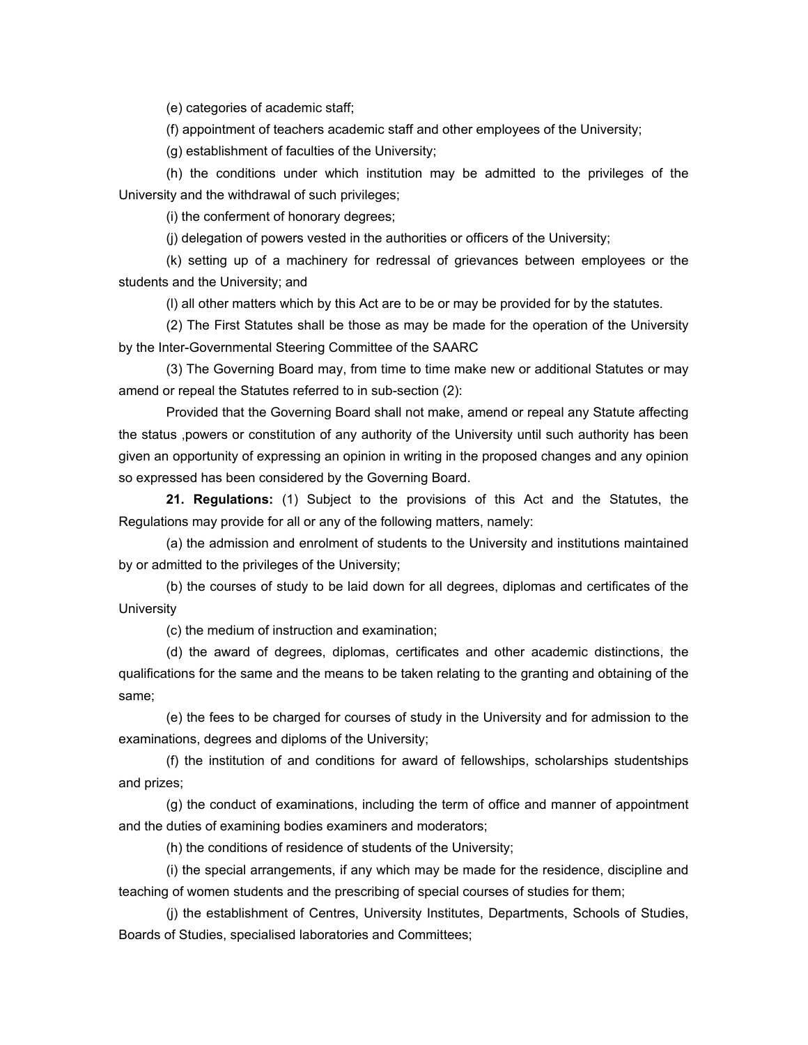(e) categories of academic staff;

(f) appointment of teachers academic staff and other employees of the University;

(g) establishment of faculties of the University;

(h) the conditions under which institution may be admitted to the privileges of the University and the withdrawal of such privileges;

(i) the conferment of honorary degrees;

(j) delegation of powers vested in the authorities or officers of the University;

(k) setting up of a machinery for redressal of grievances between employees or the students and the University; and

(l) all other matters which by this Act are to be or may be provided for by the statutes.

(2) The First Statutes shall be those as may be made for the operation of the University by the Inter-Governmental Steering Committee of the SAARC

(3) The Governing Board may, from time to time make new or additional Statutes or may amend or repeal the Statutes referred to in sub-section (2):

Provided that the Governing Board shall not make, amend or repeal any Statute affecting the status ,powers or constitution of any authority of the University until such authority has been given an opportunity of expressing an opinion in writing in the proposed changes and any opinion so expressed has been considered by the Governing Board.

**21. Regulations:** (1) Subject to the provisions of this Act and the Statutes, the Regulations may provide for all or any of the following matters, namely:

(a) the admission and enrolment of students to the University and institutions maintained by or admitted to the privileges of the University;

(b) the courses of study to be laid down for all degrees, diplomas and certificates of the University

(c) the medium of instruction and examination;

(d) the award of degrees, diplomas, certificates and other academic distinctions, the qualifications for the same and the means to be taken relating to the granting and obtaining of the same;

(e) the fees to be charged for courses of study in the University and for admission to the examinations, degrees and diploms of the University;

(f) the institution of and conditions for award of fellowships, scholarships studentships and prizes;

(g) the conduct of examinations, including the term of office and manner of appointment and the duties of examining bodies examiners and moderators;

(h) the conditions of residence of students of the University;

(i) the special arrangements, if any which may be made for the residence, discipline and teaching of women students and the prescribing of special courses of studies for them;

(j) the establishment of Centres, University Institutes, Departments, Schools of Studies, Boards of Studies, specialised laboratories and Committees;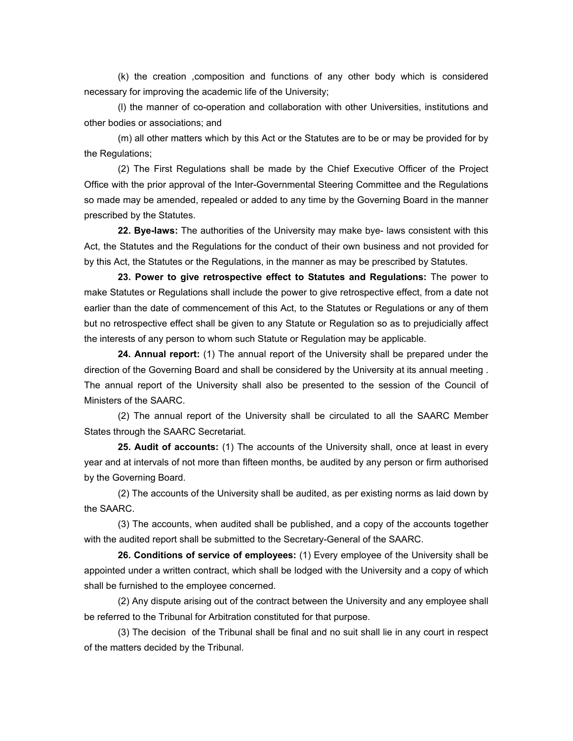(k) the creation ,composition and functions of any other body which is considered necessary for improving the academic life of the University;

(l) the manner of co-operation and collaboration with other Universities, institutions and other bodies or associations; and

(m) all other matters which by this Act or the Statutes are to be or may be provided for by the Regulations;

(2) The First Regulations shall be made by the Chief Executive Officer of the Project Office with the prior approval of the Inter-Governmental Steering Committee and the Regulations so made may be amended, repealed or added to any time by the Governing Board in the manner prescribed by the Statutes.

**22. Bye-laws:** The authorities of the University may make bye- laws consistent with this Act, the Statutes and the Regulations for the conduct of their own business and not provided for by this Act, the Statutes or the Regulations, in the manner as may be prescribed by Statutes.

**23. Power to give retrospective effect to Statutes and Regulations:** The power to make Statutes or Regulations shall include the power to give retrospective effect, from a date not earlier than the date of commencement of this Act, to the Statutes or Regulations or any of them but no retrospective effect shall be given to any Statute or Regulation so as to prejudicially affect the interests of any person to whom such Statute or Regulation may be applicable.

**24. Annual report:** (1) The annual report of the University shall be prepared under the direction of the Governing Board and shall be considered by the University at its annual meeting . The annual report of the University shall also be presented to the session of the Council of Ministers of the SAARC.

(2) The annual report of the University shall be circulated to all the SAARC Member States through the SAARC Secretariat.

**25. Audit of accounts:** (1) The accounts of the University shall, once at least in every year and at intervals of not more than fifteen months, be audited by any person or firm authorised by the Governing Board.

(2) The accounts of the University shall be audited, as per existing norms as laid down by the SAARC.

(3) The accounts, when audited shall be published, and a copy of the accounts together with the audited report shall be submitted to the Secretary-General of the SAARC.

**26. Conditions of service of employees:** (1) Every employee of the University shall be appointed under a written contract, which shall be lodged with the University and a copy of which shall be furnished to the employee concerned.

(2) Any dispute arising out of the contract between the University and any employee shall be referred to the Tribunal for Arbitration constituted for that purpose.

(3) The decision of the Tribunal shall be final and no suit shall lie in any court in respect of the matters decided by the Tribunal.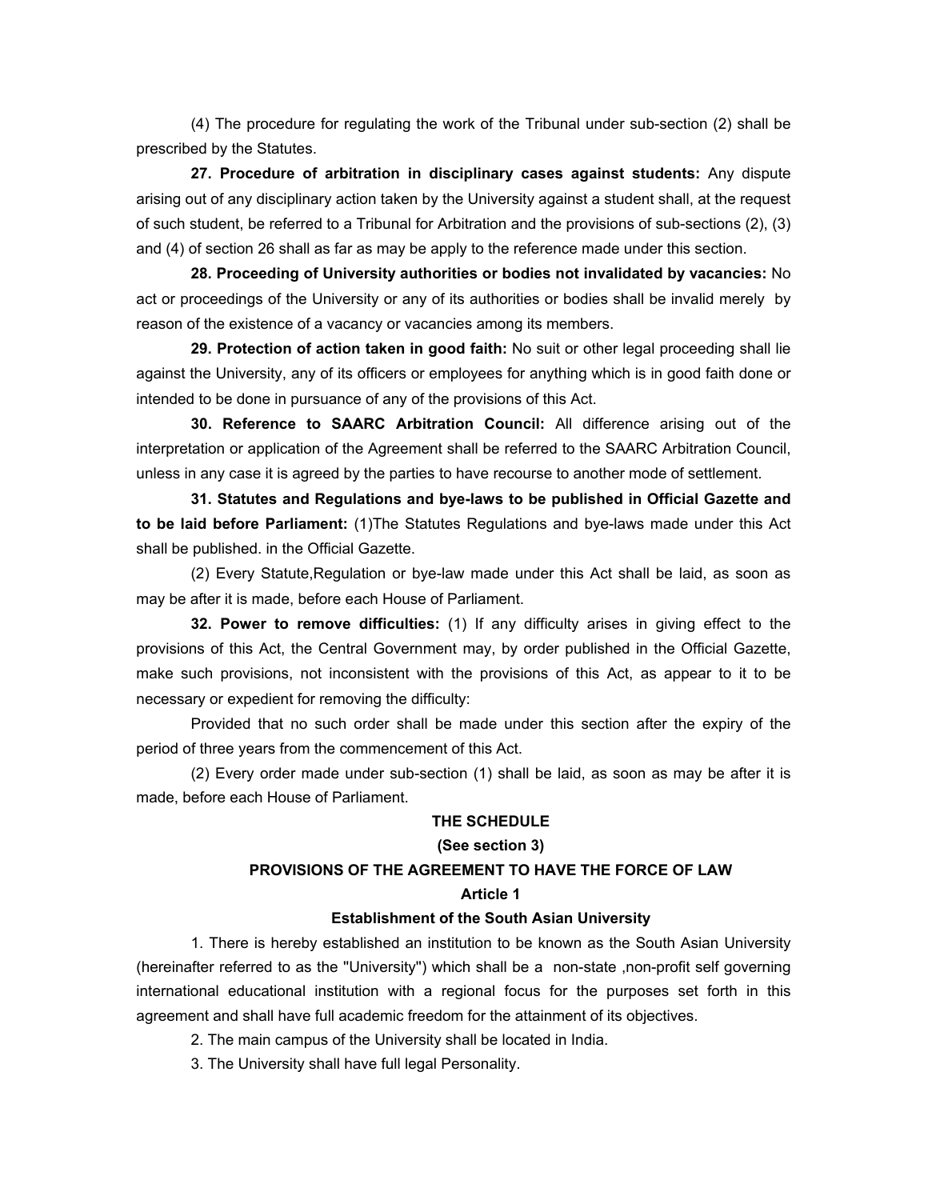(4) The procedure for regulating the work of the Tribunal under sub-section (2) shall be prescribed by the Statutes.

**27. Procedure of arbitration in disciplinary cases against students:** Any dispute arising out of any disciplinary action taken by the University against a student shall, at the request of such student, be referred to a Tribunal for Arbitration and the provisions of sub-sections (2), (3) and (4) of section 26 shall as far as may be apply to the reference made under this section.

**28. Proceeding of University authorities or bodies not invalidated by vacancies:** No act or proceedings of the University or any of its authorities or bodies shall be invalid merely by reason of the existence of a vacancy or vacancies among its members.

**29. Protection of action taken in good faith:** No suit or other legal proceeding shall lie against the University, any of its officers or employees for anything which is in good faith done or intended to be done in pursuance of any of the provisions of this Act.

**30. Reference to SAARC Arbitration Council:** All difference arising out of the interpretation or application of the Agreement shall be referred to the SAARC Arbitration Council, unless in any case it is agreed by the parties to have recourse to another mode of settlement.

**31. Statutes and Regulations and bye-laws to be published in Official Gazette and to be laid before Parliament:** (1)The Statutes Regulations and bye-laws made under this Act shall be published. in the Official Gazette.

(2) Every Statute,Regulation or bye-law made under this Act shall be laid, as soon as may be after it is made, before each House of Parliament.

**32. Power to remove difficulties:** (1) If any difficulty arises in giving effect to the provisions of this Act, the Central Government may, by order published in the Official Gazette, make such provisions, not inconsistent with the provisions of this Act, as appear to it to be necessary or expedient for removing the difficulty:

Provided that no such order shall be made under this section after the expiry of the period of three years from the commencement of this Act.

(2) Every order made under sub-section (1) shall be laid, as soon as may be after it is made, before each House of Parliament.

## THE SCHEDULE

**(See section 3)**

### PROVISIONS OF THE AGREEMENT TO HAVE THE FORCE OF LAW

### Article 1

### Establishment of the South Asian University

1. There is hereby established an institution to be known as the South Asian University (hereinafter referred to as the "University") which shall be a non-state ,non-profit self governing international educational institution with a regional focus for the purposes set forth in this agreement and shall have full academic freedom for the attainment of its objectives.

2. The main campus of the University shall be located in India.

3. The University shall have full legal Personality.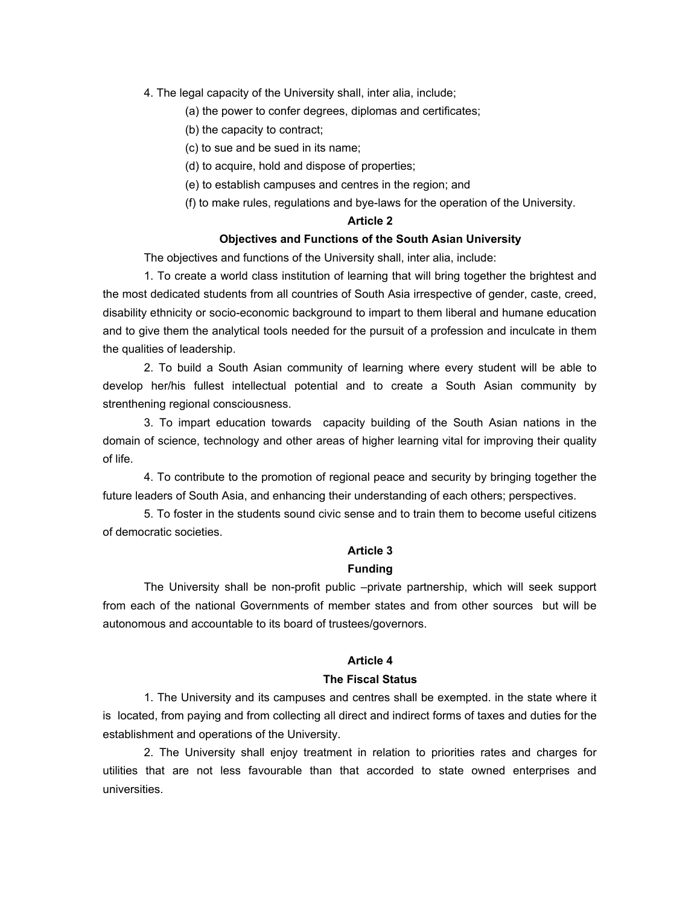4. The legal capacity of the University shall, inter alia, include;

(a) the power to confer degrees, diplomas and certificates;

(b) the capacity to contract;

(c) to sue and be sued in its name;

(d) to acquire, hold and dispose of properties;

(e) to establish campuses and centres in the region; and

(f) to make rules, regulations and bye-laws for the operation of the University.

**Article 2**

**Objectives and Functions of the South Asian University**

The objectives and functions of the University shall, inter alia, include:

1. To create a world class institution of learning that will bring together the brightest and the most dedicated students from all countries of South Asia irrespective of gender, caste, creed, disability ethnicity or socio-economic background to impart to them liberal and humane education and to give them the analytical tools needed for the pursuit of a profession and inculcate in them the qualities of leadership.

2. To build a South Asian community of learning where every student will be able to develop her/his fullest intellectual potential and to create a South Asian community by strenthening regional consciousness.

3. To impart education towards capacity building of the South Asian nations in the domain of science, technology and other areas of higher learning vital for improving their quality of life.

4. To contribute to the promotion of regional peace and security by bringing together the future leaders of South Asia, and enhancing their understanding of each others; perspectives.

5. To foster in the students sound civic sense and to train them to become useful citizens of democratic societies.

**Article 3**

**Funding**

The University shall be non-profit public –private partnership, which will seek support from each of the national Governments of member states and from other sources but will be autonomous and accountable to its board of trustees/governors.

**Article 4**

**The Fiscal Status**

1. The University and its campuses and centres shall be exempted. in the state where it is located, from paying and from collecting all direct and indirect forms of taxes and duties for the establishment and operations of the University.

2. The University shall enjoy treatment in relation to priorities rates and charges for utilities that are not less favourable than that accorded to state owned enterprises and universities.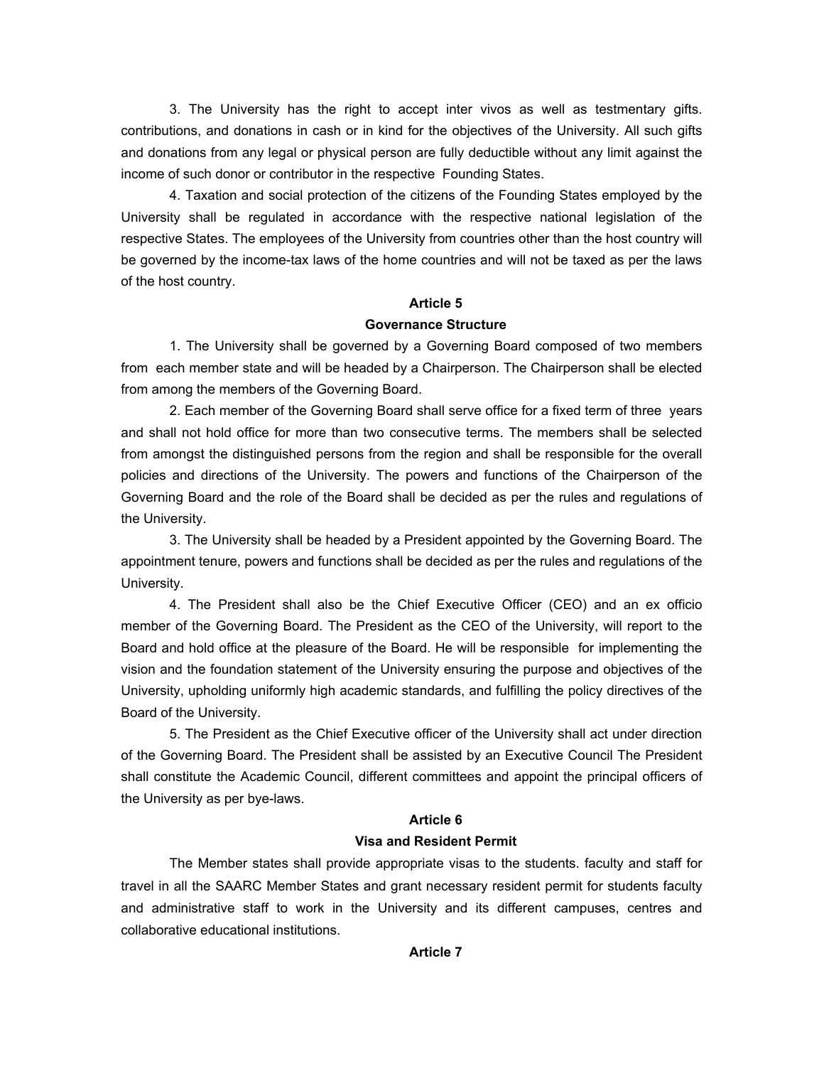3. The University has the right to accept inter vivos as well as testmentary gifts. contributions, and donations in cash or in kind for the objectives of the University. All such gifts and donations from any legal or physical person are fully deductible without any limit against the income of such donor or contributor in the respective Founding States.

4. Taxation and social protection of the citizens of the Founding States employed by the University shall be regulated in accordance with the respective national legislation of the respective States. The employees of the University from countries other than the host country will be governed by the income-tax laws of the home countries and will not be taxed as per the laws of the host country.

**Article 5**

**Governance Structure**

1. The University shall be governed by a Governing Board composed of two members from each member state and will be headed by a Chairperson. The Chairperson shall be elected from among the members of the Governing Board.

2. Each member of the Governing Board shall serve office for a fixed term of three years and shall not hold office for more than two consecutive terms. The members shall be selected from amongst the distinguished persons from the region and shall be responsible for the overall policies and directions of the University. The powers and functions of the Chairperson of the Governing Board and the role of the Board shall be decided as per the rules and regulations of the University.

3. The University shall be headed by a President appointed by the Governing Board. The appointment tenure, powers and functions shall be decided as per the rules and regulations of the University.

4. The President shall also be the Chief Executive Officer (CEO) and an ex officio member of the Governing Board. The President as the CEO of the University, will report to the Board and hold office at the pleasure of the Board. He will be responsible for implementing the vision and the foundation statement of the University ensuring the purpose and objectives of the University, upholding uniformly high academic standards, and fulfilling the policy directives of the Board of the University.

5. The President as the Chief Executive officer of the University shall act under direction of the Governing Board. The President shall be assisted by an Executive Council The President shall constitute the Academic Council, different committees and appoint the principal officers of the University as per bye-laws.

**Article 6**

**Visa and Resident Permit**

The Member states shall provide appropriate visas to the students. faculty and staff for travel in all the SAARC Member States and grant necessary resident permit for students faculty and administrative staff to work in the University and its different campuses, centres and collaborative educational institutions.

**Article 7**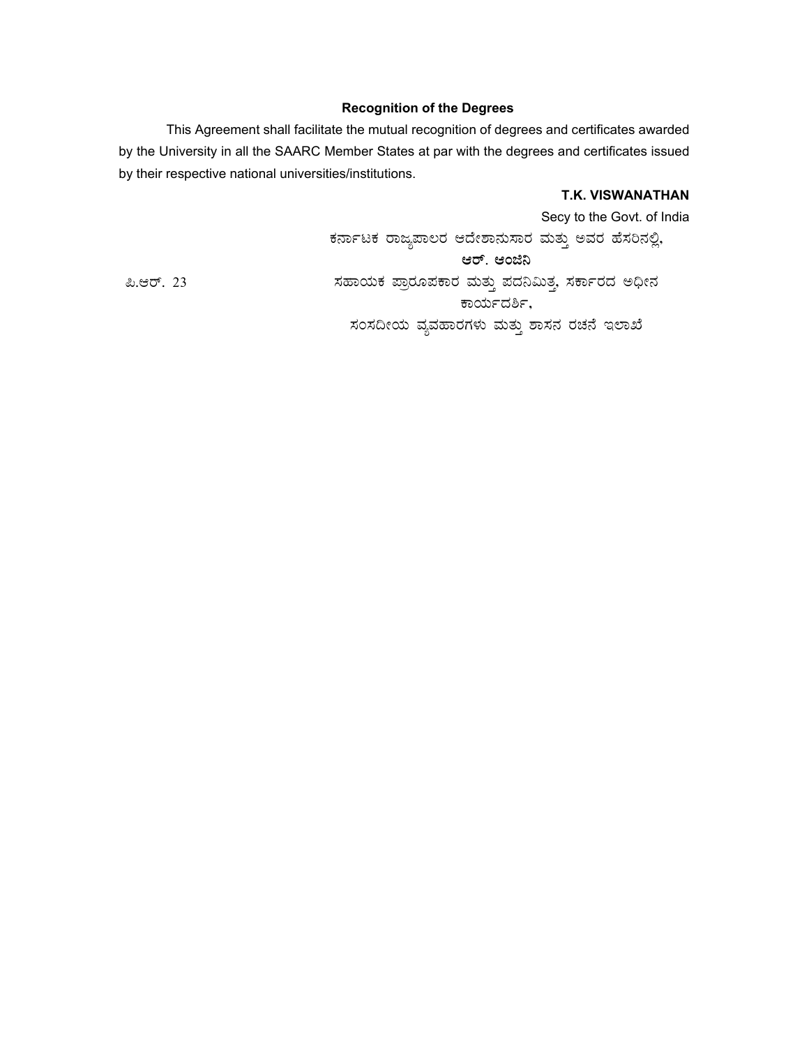### Recognition of the Degrees

This Agreement shall facilitate the mutual recognition of degrees and certificates awarded by the University in all the SAARC Member States at par with the degrees and certificates issued by their respective national universities/institutions.

**T.K. VISWANATHAN**

Secy to the Govt. of India

ಕರ್ನಾಟಕ ರಾಜ್ಯಪಾಲರ ಆದೇಶಾನುಸಾರ ಮತ್ತು ಅವರ ಹೆಸರಿನಲ್ಲಿ,

**ಆರ್. ಆಂಜಿನಿ**

ಸಹಾಯಕ ಪ್ರಾರೂಪಕಾರ ಮತ್ತು ಪದನಿಮಿತ್ತ, ಸರ್ಕಾರದ ಅಧೀನ ಕಾರ್ಯದರ್ಶಿ,

ಸಂಸದೀಯ ವ್ಯವಹಾರಗಳು ಮತ್ತು ಶಾಸನ ರಚನೆ ಇಲಾಖೆ

ಪಿ.ಆರ್. 23